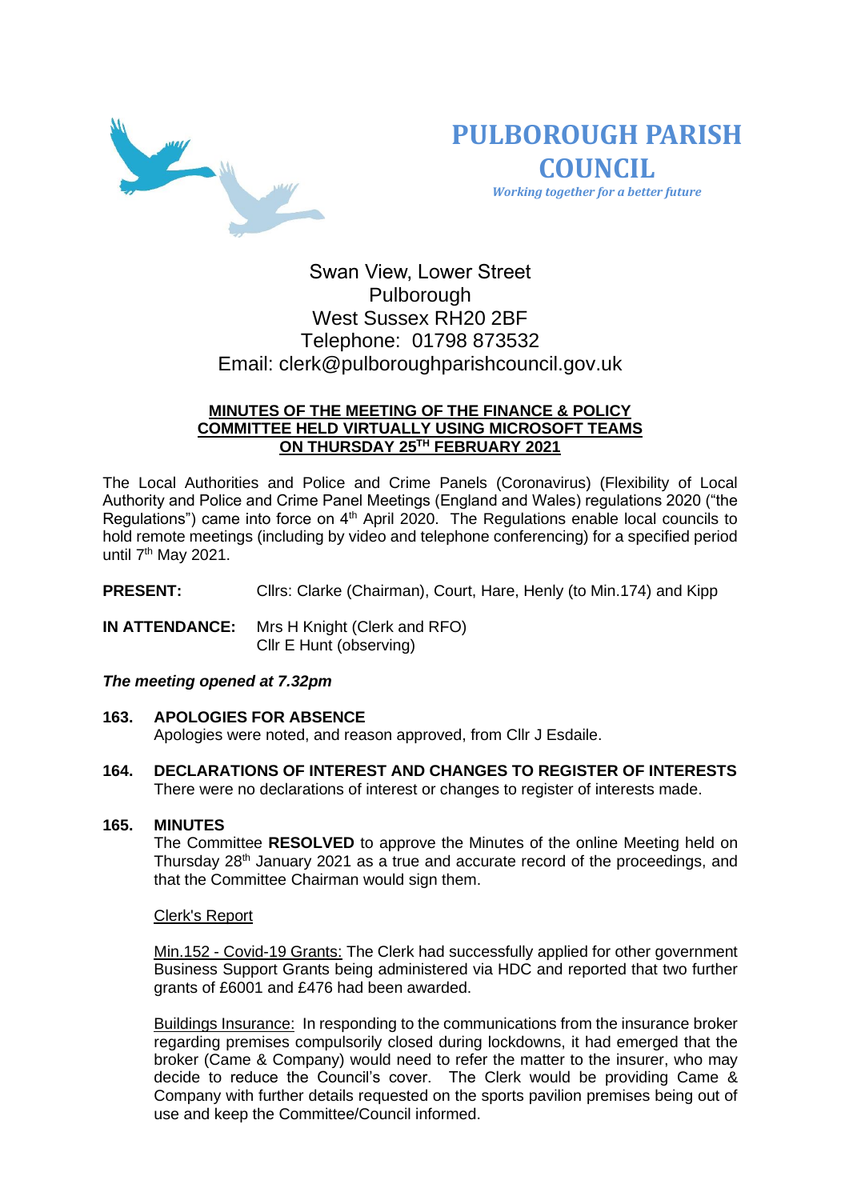# PULBOROUGH PARISH COUNCIL

*Working together for a better future*

Swan View, Lower Street
Pulborough
West Sussex RH20 2BF
Telephone: 01798 873532
Email: clerk@pulboroughparishcouncil.gov.uk

**MINUTES OF THE MEETING OF THE FINANCE & POLICY COMMITTEE HELD VIRTUALLY USING MICROSOFT TEAMS ON THURSDAY 25TH FEBRUARY 2021**

The Local Authorities and Police and Crime Panels (Coronavirus) (Flexibility of Local Authority and Police and Crime Panel Meetings (England and Wales) regulations 2020 ("the Regulations") came into force on 4th April 2020. The Regulations enable local councils to hold remote meetings (including by video and telephone conferencing) for a specified period until 7th May 2021.

**PRESENT:** Cllrs: Clarke (Chairman), Court, Hare, Henly (to Min.174) and Kipp

**IN ATTENDANCE:** Mrs H Knight (Clerk and RFO)
Cllr E Hunt (observing)

***The meeting opened at 7.32pm***

**163. APOLOGIES FOR ABSENCE**

Apologies were noted, and reason approved, from Cllr J Esdaile.

**164. DECLARATIONS OF INTEREST AND CHANGES TO REGISTER OF INTERESTS**

There were no declarations of interest or changes to register of interests made.

**165. MINUTES**

The Committee **RESOLVED** to approve the Minutes of the online Meeting held on Thursday 28th January 2021 as a true and accurate record of the proceedings, and that the Committee Chairman would sign them.

Clerk's Report

Min.152 - Covid-19 Grants: The Clerk had successfully applied for other government Business Support Grants being administered via HDC and reported that two further grants of £6001 and £476 had been awarded.

Buildings Insurance: In responding to the communications from the insurance broker regarding premises compulsorily closed during lockdowns, it had emerged that the broker (Came & Company) would need to refer the matter to the insurer, who may decide to reduce the Council's cover. The Clerk would be providing Came & Company with further details requested on the sports pavilion premises being out of use and keep the Committee/Council informed.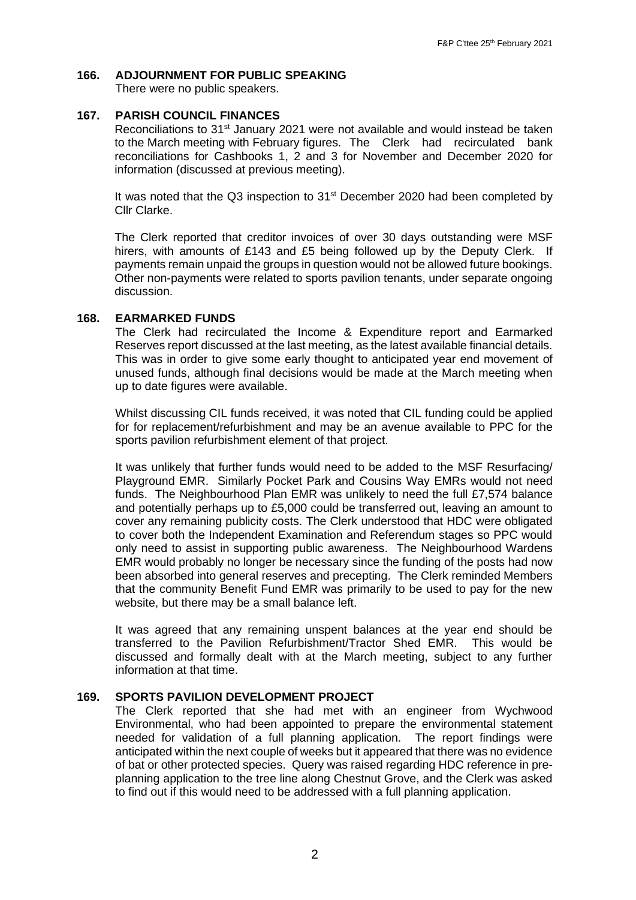## 166. ADJOURNMENT FOR PUBLIC SPEAKING

There were no public speakers.

## 167. PARISH COUNCIL FINANCES

Reconciliations to 31st January 2021 were not available and would instead be taken to the March meeting with February figures. The Clerk had recirculated bank reconciliations for Cashbooks 1, 2 and 3 for November and December 2020 for information (discussed at previous meeting).

It was noted that the Q3 inspection to 31st December 2020 had been completed by Cllr Clarke.

The Clerk reported that creditor invoices of over 30 days outstanding were MSF hirers, with amounts of £143 and £5 being followed up by the Deputy Clerk. If payments remain unpaid the groups in question would not be allowed future bookings. Other non-payments were related to sports pavilion tenants, under separate ongoing discussion.

## 168. EARMARKED FUNDS

The Clerk had recirculated the Income & Expenditure report and Earmarked Reserves report discussed at the last meeting, as the latest available financial details. This was in order to give some early thought to anticipated year end movement of unused funds, although final decisions would be made at the March meeting when up to date figures were available.

Whilst discussing CIL funds received, it was noted that CIL funding could be applied for for replacement/refurbishment and may be an avenue available to PPC for the sports pavilion refurbishment element of that project.

It was unlikely that further funds would need to be added to the MSF Resurfacing/ Playground EMR. Similarly Pocket Park and Cousins Way EMRs would not need funds. The Neighbourhood Plan EMR was unlikely to need the full £7,574 balance and potentially perhaps up to £5,000 could be transferred out, leaving an amount to cover any remaining publicity costs. The Clerk understood that HDC were obligated to cover both the Independent Examination and Referendum stages so PPC would only need to assist in supporting public awareness. The Neighbourhood Wardens EMR would probably no longer be necessary since the funding of the posts had now been absorbed into general reserves and precepting. The Clerk reminded Members that the community Benefit Fund EMR was primarily to be used to pay for the new website, but there may be a small balance left.

It was agreed that any remaining unspent balances at the year end should be transferred to the Pavilion Refurbishment/Tractor Shed EMR. This would be discussed and formally dealt with at the March meeting, subject to any further information at that time.

## 169. SPORTS PAVILION DEVELOPMENT PROJECT

The Clerk reported that she had met with an engineer from Wychwood Environmental, who had been appointed to prepare the environmental statement needed for validation of a full planning application. The report findings were anticipated within the next couple of weeks but it appeared that there was no evidence of bat or other protected species. Query was raised regarding HDC reference in pre-planning application to the tree line along Chestnut Grove, and the Clerk was asked to find out if this would need to be addressed with a full planning application.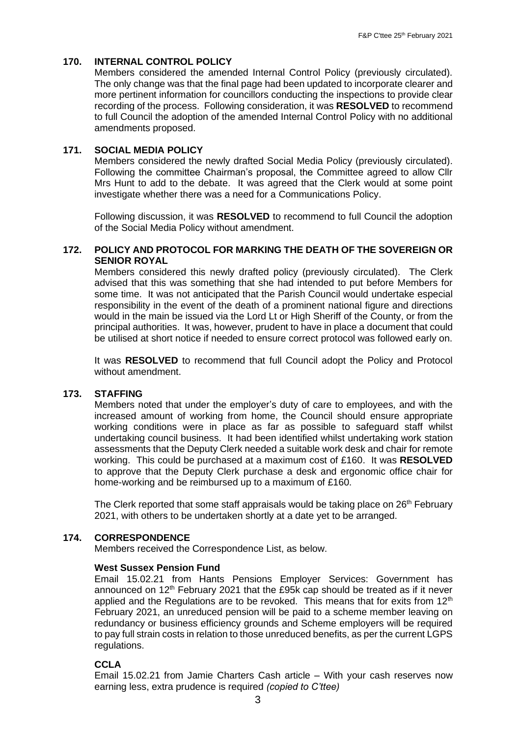## 170. INTERNAL CONTROL POLICY

Members considered the amended Internal Control Policy (previously circulated). The only change was that the final page had been updated to incorporate clearer and more pertinent information for councillors conducting the inspections to provide clear recording of the process. Following consideration, it was **RESOLVED** to recommend to full Council the adoption of the amended Internal Control Policy with no additional amendments proposed.

## 171. SOCIAL MEDIA POLICY

Members considered the newly drafted Social Media Policy (previously circulated). Following the committee Chairman's proposal, the Committee agreed to allow Cllr Mrs Hunt to add to the debate. It was agreed that the Clerk would at some point investigate whether there was a need for a Communications Policy.

Following discussion, it was **RESOLVED** to recommend to full Council the adoption of the Social Media Policy without amendment.

## 172. POLICY AND PROTOCOL FOR MARKING THE DEATH OF THE SOVEREIGN OR SENIOR ROYAL

Members considered this newly drafted policy (previously circulated). The Clerk advised that this was something that she had intended to put before Members for some time. It was not anticipated that the Parish Council would undertake especial responsibility in the event of the death of a prominent national figure and directions would in the main be issued via the Lord Lt or High Sheriff of the County, or from the principal authorities. It was, however, prudent to have in place a document that could be utilised at short notice if needed to ensure correct protocol was followed early on.

It was **RESOLVED** to recommend that full Council adopt the Policy and Protocol without amendment.

## 173. STAFFING

Members noted that under the employer's duty of care to employees, and with the increased amount of working from home, the Council should ensure appropriate working conditions were in place as far as possible to safeguard staff whilst undertaking council business. It had been identified whilst undertaking work station assessments that the Deputy Clerk needed a suitable work desk and chair for remote working. This could be purchased at a maximum cost of £160. It was **RESOLVED** to approve that the Deputy Clerk purchase a desk and ergonomic office chair for home-working and be reimbursed up to a maximum of £160.

The Clerk reported that some staff appraisals would be taking place on 26th February 2021, with others to be undertaken shortly at a date yet to be arranged.

## 174. CORRESPONDENCE

Members received the Correspondence List, as below.

**West Sussex Pension Fund**

Email 15.02.21 from Hants Pensions Employer Services: Government has announced on 12th February 2021 that the £95k cap should be treated as if it never applied and the Regulations are to be revoked. This means that for exits from 12th February 2021, an unreduced pension will be paid to a scheme member leaving on redundancy or business efficiency grounds and Scheme employers will be required to pay full strain costs in relation to those unreduced benefits, as per the current LGPS regulations.

**CCLA**

Email 15.02.21 from Jamie Charters Cash article – With your cash reserves now earning less, extra prudence is required *(copied to C'ttee)*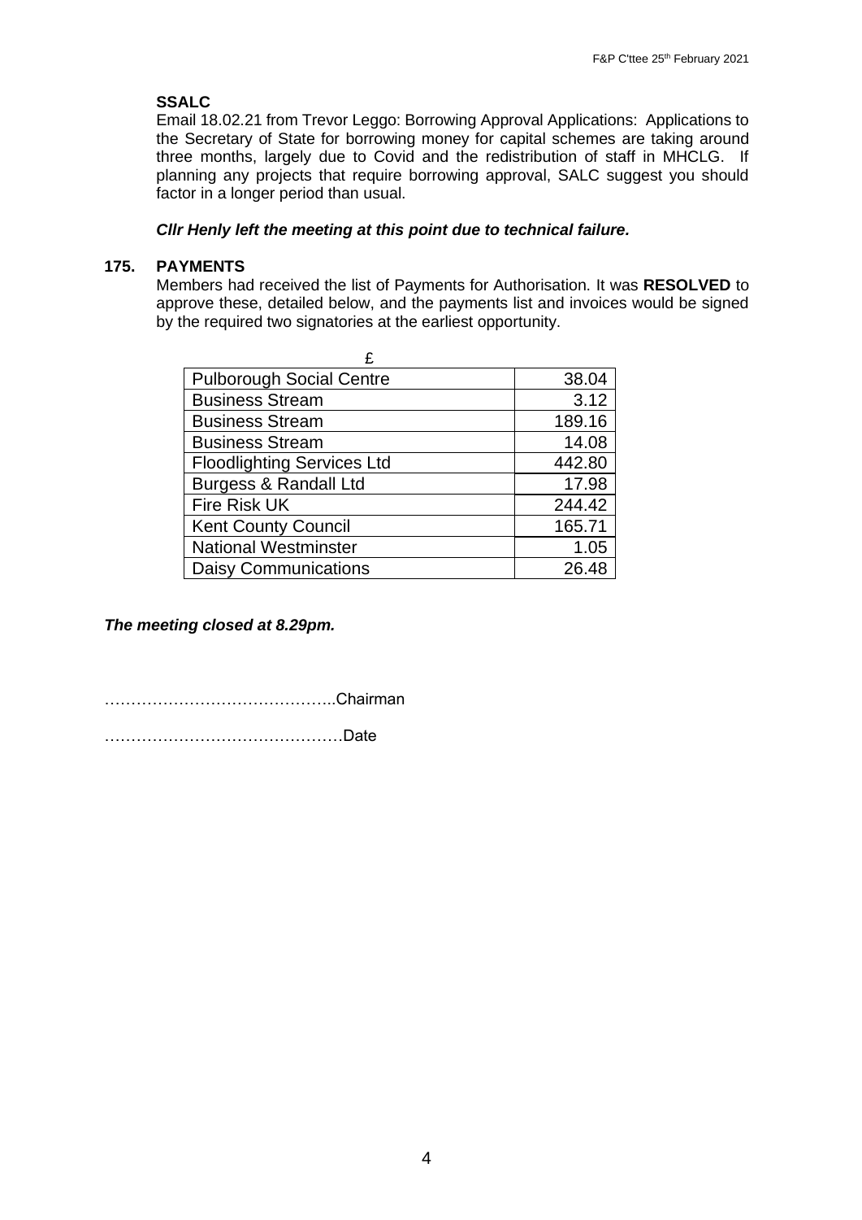**SSALC**

Email 18.02.21 from Trevor Leggo: Borrowing Approval Applications: Applications to the Secretary of State for borrowing money for capital schemes are taking around three months, largely due to Covid and the redistribution of staff in MHCLG. If planning any projects that require borrowing approval, SALC suggest you should factor in a longer period than usual.

***Cllr Henly left the meeting at this point due to technical failure.***

## 175. PAYMENTS

Members had received the list of Payments for Authorisation. It was **RESOLVED** to approve these, detailed below, and the payments list and invoices would be signed by the required two signatories at the earliest opportunity.

| £ | |
|---|---|
| Pulborough Social Centre | 38.04 |
| Business Stream | 3.12 |
| Business Stream | 189.16 |
| Business Stream | 14.08 |
| Floodlighting Services Ltd | 442.80 |
| Burgess & Randall Ltd | 17.98 |
| Fire Risk UK | 244.42 |
| Kent County Council | 165.71 |
| National Westminster | 1.05 |
| Daisy Communications | 26.48 |

***The meeting closed at 8.29pm.***

……………………………………..Chairman

………………………………………Date